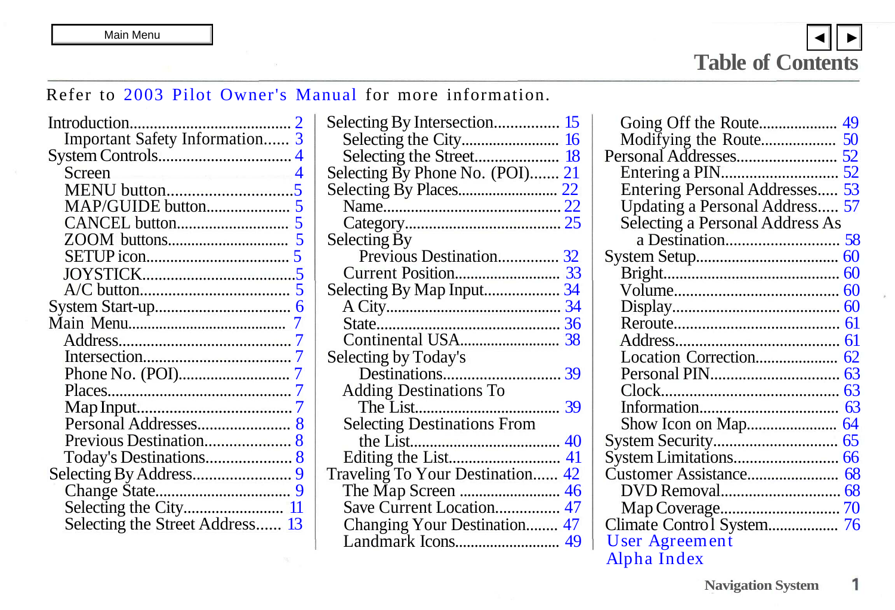Main Menu

# Table of Contents

Refer to 2003 Pilot Owner's Manual for more information.

- Introduction ........ 2
  - Important Safety Information ........ 3
- System Controls ........ 4
  - Screen ........ 4
  - MENU button ........ 5
  - MAP/GUIDE button ........ 5
  - CANCEL button ........ 5
  - ZOOM buttons ........ 5
  - SETUP icon ........ 5
  - JOYSTICK ........ 5
  - A/C button ........ 5
- System Start-up ........ 6
- Main Menu ........ 7
  - Address ........ 7
  - Intersection ........ 7
  - Phone No. (POI) ........ 7
  - Places ........ 7
  - Map Input ........ 7
  - Personal Addresses ........ 8
  - Previous Destination ........ 8
  - Today's Destinations ........ 8
- Selecting By Address ........ 9
  - Change State ........ 9
  - Selecting the City ........ 11
  - Selecting the Street Address ........ 13
- Selecting By Intersection ........ 15
  - Selecting the City ........ 16
  - Selecting the Street ........ 18
- Selecting By Phone No. (POI) ........ 21
- Selecting By Places ........ 22
  - Name ........ 22
  - Category ........ 25
- Selecting By Previous Destination ........ 32
  - Current Position ........ 33
- Selecting By Map Input ........ 34
  - A City ........ 34
  - State ........ 36
  - Continental USA ........ 38
- Selecting by Today's Destinations ........ 39
  - Adding Destinations To The List ........ 39
  - Selecting Destinations From the List ........ 40
  - Editing the List ........ 41
- Traveling To Your Destination ........ 42
  - The Map Screen ........ 46
  - Save Current Location ........ 47
  - Changing Your Destination ........ 47
  - Landmark Icons ........ 49
  - Going Off the Route ........ 49
  - Modifying the Route ........ 50
- Personal Addresses ........ 52
  - Entering a PIN ........ 52
  - Entering Personal Addresses ........ 53
  - Updating a Personal Address ........ 57
  - Selecting a Personal Address As a Destination ........ 58
- System Setup ........ 60
  - Bright ........ 60
  - Volume ........ 60
  - Display ........ 60
  - Reroute ........ 61
  - Address ........ 61
  - Location Correction ........ 62
  - Personal PIN ........ 63
  - Clock ........ 63
  - Information ........ 63
  - Show Icon on Map ........ 64
- System Security ........ 65
- System Limitations ........ 66
- Customer Assistance ........ 68
  - DVD Removal ........ 68
  - Map Coverage ........ 70
- Climate Control System ........ 76
- User Agreement
- Alpha Index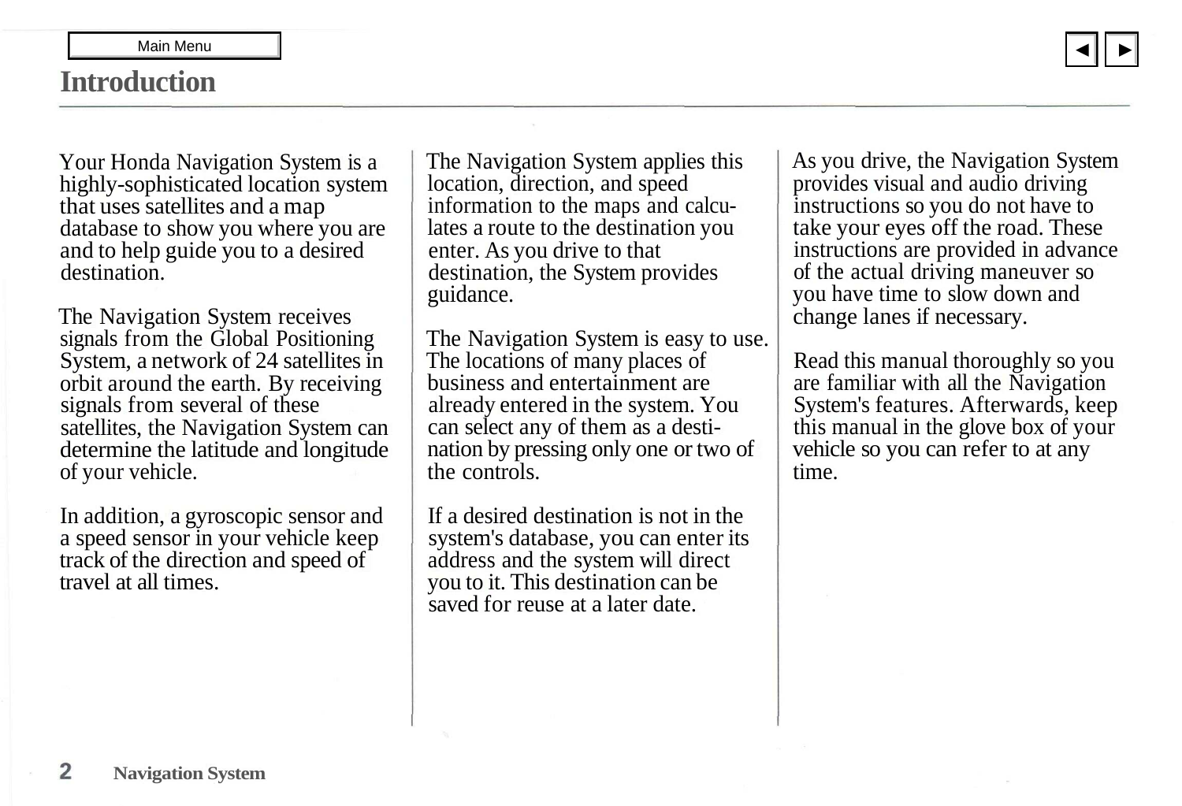# Introduction

Your Honda Navigation System is a highly-sophisticated location system that uses satellites and a map database to show you where you are and to help guide you to a desired destination.

The Navigation System receives signals from the Global Positioning System, a network of 24 satellites in orbit around the earth. By receiving signals from several of these satellites, the Navigation System can determine the latitude and longitude of your vehicle.

In addition, a gyroscopic sensor and a speed sensor in your vehicle keep track of the direction and speed of travel at all times.

The Navigation System applies this location, direction, and speed information to the maps and calculates a route to the destination you enter. As you drive to that destination, the System provides guidance.

The Navigation System is easy to use. The locations of many places of business and entertainment are already entered in the system. You can select any of them as a destination by pressing only one or two of the controls.

If a desired destination is not in the system's database, you can enter its address and the system will direct you to it. This destination can be saved for reuse at a later date.

As you drive, the Navigation System provides visual and audio driving instructions so you do not have to take your eyes off the road. These instructions are provided in advance of the actual driving maneuver so you have time to slow down and change lanes if necessary.

Read this manual thoroughly so you are familiar with all the Navigation System's features. Afterwards, keep this manual in the glove box of your vehicle so you can refer to at any time.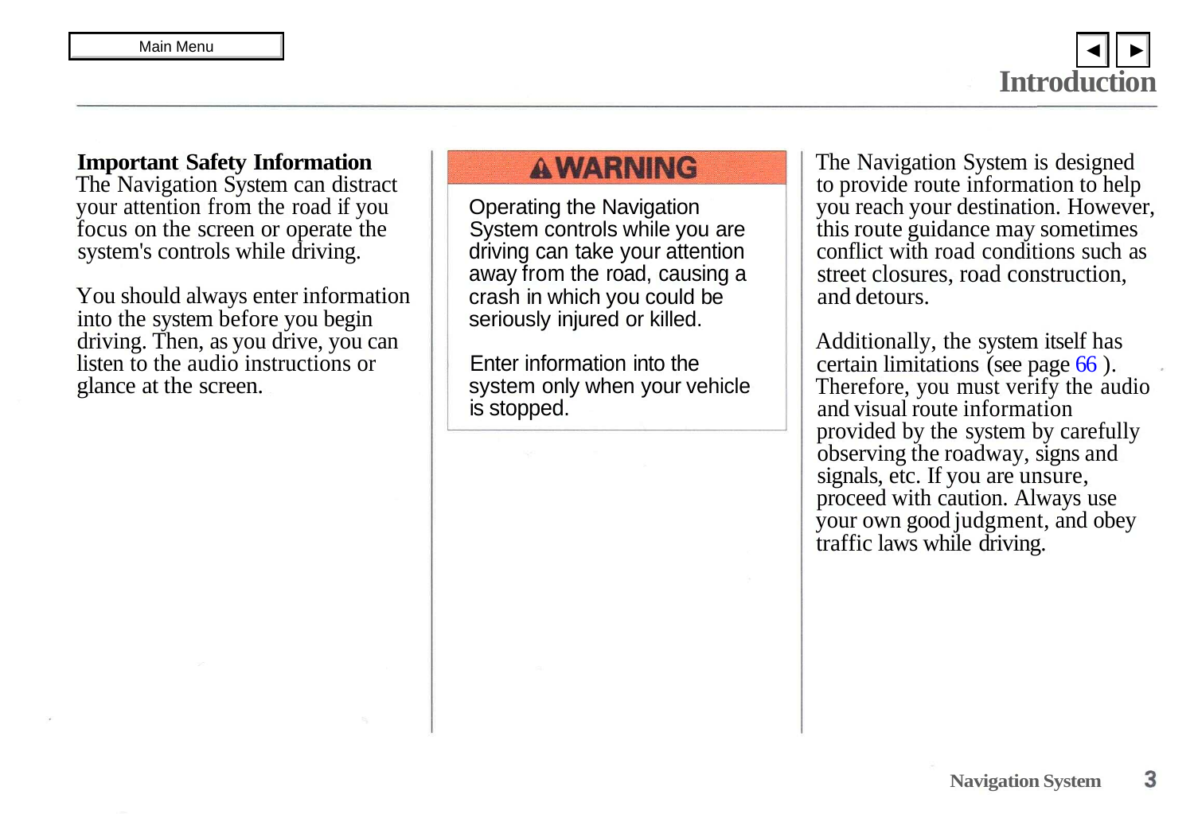## Important Safety Information

The Navigation System can distract your attention from the road if you focus on the screen or operate the system's controls while driving.

You should always enter information into the system before you begin driving. Then, as you drive, you can listen to the audio instructions or glance at the screen.

**⚠WARNING**

Operating the Navigation System controls while you are driving can take your attention away from the road, causing a crash in which you could be seriously injured or killed.

Enter information into the system only when your vehicle is stopped.

The Navigation System is designed to provide route information to help you reach your destination. However, this route guidance may sometimes conflict with road conditions such as street closures, road construction, and detours.

Additionally, the system itself has certain limitations (see page 66 ). Therefore, you must verify the audio and visual route information provided by the system by carefully observing the roadway, signs and signals, etc. If you are unsure, proceed with caution. Always use your own good judgment, and obey traffic laws while driving.